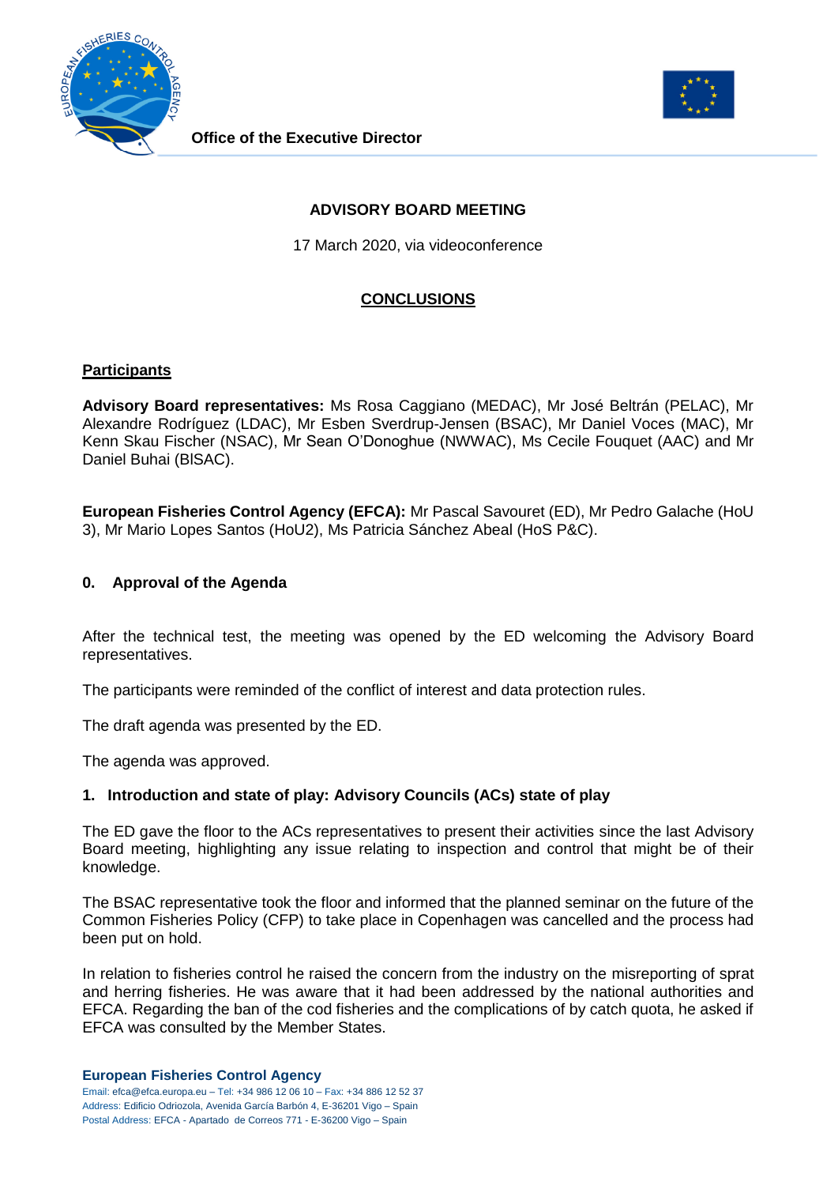Office of the Executive Director

**ADVISORY BOARD MEETING**

17 March 2020, via videoconference

## CONCLUSIONS

### Participants

**Advisory Board representatives:** Ms Rosa Caggiano (MEDAC), Mr José Beltrán (PELAC), Mr Alexandre Rodríguez (LDAC), Mr Esben Sverdrup-Jensen (BSAC), Mr Daniel Voces (MAC), Mr Kenn Skau Fischer (NSAC), Mr Sean O'Donoghue (NWWAC), Ms Cecile Fouquet (AAC) and Mr Daniel Buhai (BlSAC).

**European Fisheries Control Agency (EFCA):** Mr Pascal Savouret (ED), Mr Pedro Galache (HoU 3), Mr Mario Lopes Santos (HoU2), Ms Patricia Sánchez Abeal (HoS P&C).

### 0. Approval of the Agenda

After the technical test, the meeting was opened by the ED welcoming the Advisory Board representatives.

The participants were reminded of the conflict of interest and data protection rules.

The draft agenda was presented by the ED.

The agenda was approved.

### 1. Introduction and state of play: Advisory Councils (ACs) state of play

The ED gave the floor to the ACs representatives to present their activities since the last Advisory Board meeting, highlighting any issue relating to inspection and control that might be of their knowledge.

The BSAC representative took the floor and informed that the planned seminar on the future of the Common Fisheries Policy (CFP) to take place in Copenhagen was cancelled and the process had been put on hold.

In relation to fisheries control he raised the concern from the industry on the misreporting of sprat and herring fisheries. He was aware that it had been addressed by the national authorities and EFCA. Regarding the ban of the cod fisheries and the complications of by catch quota, he asked if EFCA was consulted by the Member States.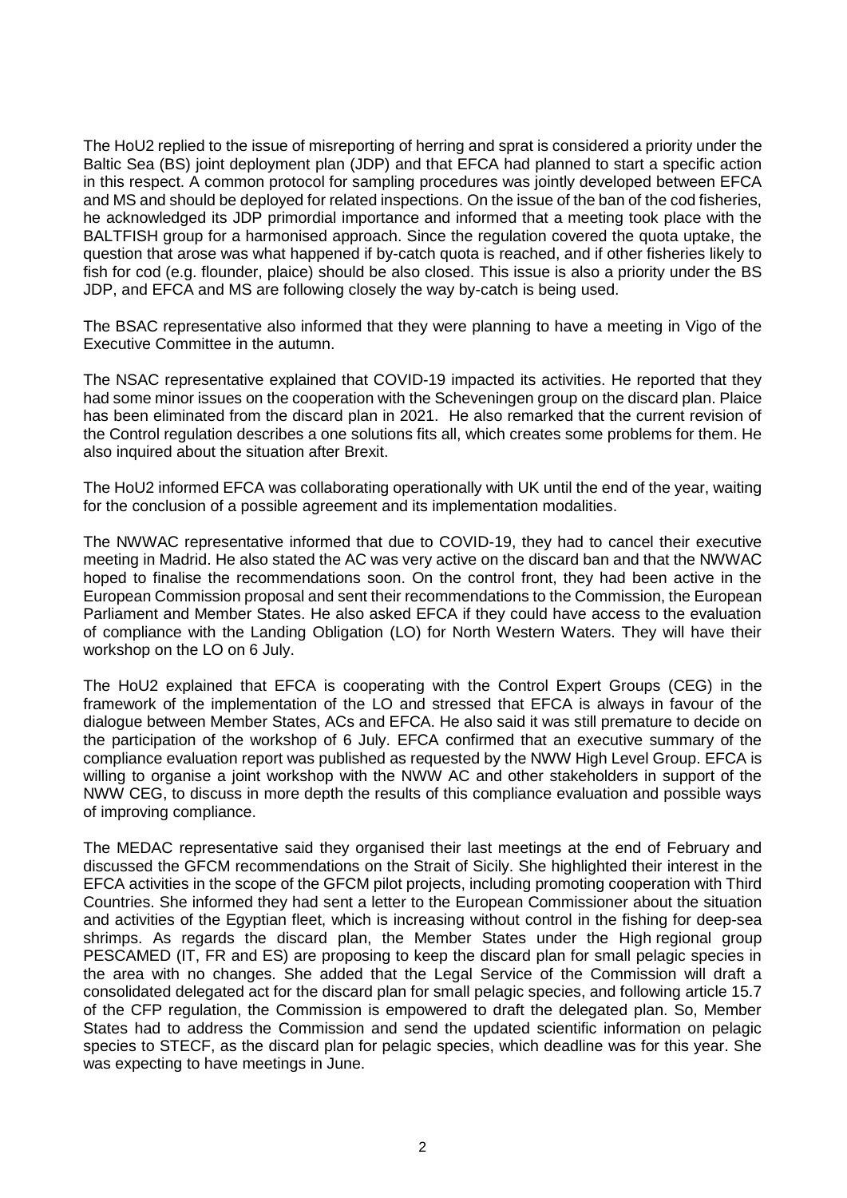The HoU2 replied to the issue of misreporting of herring and sprat is considered a priority under the Baltic Sea (BS) joint deployment plan (JDP) and that EFCA had planned to start a specific action in this respect. A common protocol for sampling procedures was jointly developed between EFCA and MS and should be deployed for related inspections. On the issue of the ban of the cod fisheries, he acknowledged its JDP primordial importance and informed that a meeting took place with the BALTFISH group for a harmonised approach. Since the regulation covered the quota uptake, the question that arose was what happened if by-catch quota is reached, and if other fisheries likely to fish for cod (e.g. flounder, plaice) should be also closed. This issue is also a priority under the BS JDP, and EFCA and MS are following closely the way by-catch is being used.

The BSAC representative also informed that they were planning to have a meeting in Vigo of the Executive Committee in the autumn.

The NSAC representative explained that COVID-19 impacted its activities. He reported that they had some minor issues on the cooperation with the Scheveningen group on the discard plan. Plaice has been eliminated from the discard plan in 2021. He also remarked that the current revision of the Control regulation describes a one solutions fits all, which creates some problems for them. He also inquired about the situation after Brexit.

The HoU2 informed EFCA was collaborating operationally with UK until the end of the year, waiting for the conclusion of a possible agreement and its implementation modalities.

The NWWAC representative informed that due to COVID-19, they had to cancel their executive meeting in Madrid. He also stated the AC was very active on the discard ban and that the NWWAC hoped to finalise the recommendations soon. On the control front, they had been active in the European Commission proposal and sent their recommendations to the Commission, the European Parliament and Member States. He also asked EFCA if they could have access to the evaluation of compliance with the Landing Obligation (LO) for North Western Waters. They will have their workshop on the LO on 6 July.

The HoU2 explained that EFCA is cooperating with the Control Expert Groups (CEG) in the framework of the implementation of the LO and stressed that EFCA is always in favour of the dialogue between Member States, ACs and EFCA. He also said it was still premature to decide on the participation of the workshop of 6 July. EFCA confirmed that an executive summary of the compliance evaluation report was published as requested by the NWW High Level Group. EFCA is willing to organise a joint workshop with the NWW AC and other stakeholders in support of the NWW CEG, to discuss in more depth the results of this compliance evaluation and possible ways of improving compliance.

The MEDAC representative said they organised their last meetings at the end of February and discussed the GFCM recommendations on the Strait of Sicily. She highlighted their interest in the EFCA activities in the scope of the GFCM pilot projects, including promoting cooperation with Third Countries. She informed they had sent a letter to the European Commissioner about the situation and activities of the Egyptian fleet, which is increasing without control in the fishing for deep-sea shrimps. As regards the discard plan, the Member States under the High regional group PESCAMED (IT, FR and ES) are proposing to keep the discard plan for small pelagic species in the area with no changes. She added that the Legal Service of the Commission will draft a consolidated delegated act for the discard plan for small pelagic species, and following article 15.7 of the CFP regulation, the Commission is empowered to draft the delegated plan. So, Member States had to address the Commission and send the updated scientific information on pelagic species to STECF, as the discard plan for pelagic species, which deadline was for this year. She was expecting to have meetings in June.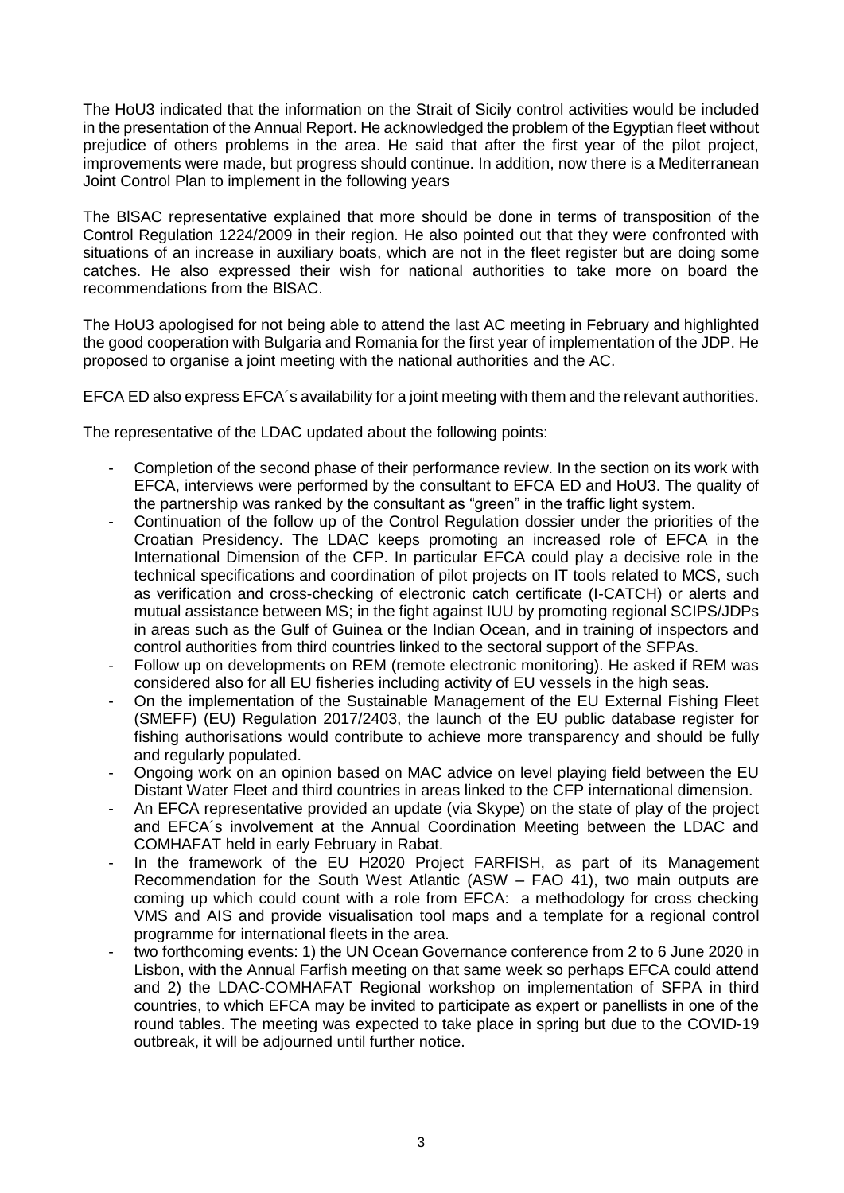The HoU3 indicated that the information on the Strait of Sicily control activities would be included in the presentation of the Annual Report. He acknowledged the problem of the Egyptian fleet without prejudice of others problems in the area. He said that after the first year of the pilot project, improvements were made, but progress should continue. In addition, now there is a Mediterranean Joint Control Plan to implement in the following years

The BlSAC representative explained that more should be done in terms of transposition of the Control Regulation 1224/2009 in their region. He also pointed out that they were confronted with situations of an increase in auxiliary boats, which are not in the fleet register but are doing some catches. He also expressed their wish for national authorities to take more on board the recommendations from the BlSAC.

The HoU3 apologised for not being able to attend the last AC meeting in February and highlighted the good cooperation with Bulgaria and Romania for the first year of implementation of the JDP. He proposed to organise a joint meeting with the national authorities and the AC.

EFCA ED also express EFCA´s availability for a joint meeting with them and the relevant authorities.

The representative of the LDAC updated about the following points:

- Completion of the second phase of their performance review. In the section on its work with EFCA, interviews were performed by the consultant to EFCA ED and HoU3. The quality of the partnership was ranked by the consultant as "green" in the traffic light system.
- Continuation of the follow up of the Control Regulation dossier under the priorities of the Croatian Presidency. The LDAC keeps promoting an increased role of EFCA in the International Dimension of the CFP. In particular EFCA could play a decisive role in the technical specifications and coordination of pilot projects on IT tools related to MCS, such as verification and cross-checking of electronic catch certificate (I-CATCH) or alerts and mutual assistance between MS; in the fight against IUU by promoting regional SCIPS/JDPs in areas such as the Gulf of Guinea or the Indian Ocean, and in training of inspectors and control authorities from third countries linked to the sectoral support of the SFPAs.
- Follow up on developments on REM (remote electronic monitoring). He asked if REM was considered also for all EU fisheries including activity of EU vessels in the high seas.
- On the implementation of the Sustainable Management of the EU External Fishing Fleet (SMEFF) (EU) Regulation 2017/2403, the launch of the EU public database register for fishing authorisations would contribute to achieve more transparency and should be fully and regularly populated.
- Ongoing work on an opinion based on MAC advice on level playing field between the EU Distant Water Fleet and third countries in areas linked to the CFP international dimension.
- An EFCA representative provided an update (via Skype) on the state of play of the project and EFCA´s involvement at the Annual Coordination Meeting between the LDAC and COMHAFAT held in early February in Rabat.
- In the framework of the EU H2020 Project FARFISH, as part of its Management Recommendation for the South West Atlantic (ASW – FAO 41), two main outputs are coming up which could count with a role from EFCA: a methodology for cross checking VMS and AIS and provide visualisation tool maps and a template for a regional control programme for international fleets in the area.
- two forthcoming events: 1) the UN Ocean Governance conference from 2 to 6 June 2020 in Lisbon, with the Annual Farfish meeting on that same week so perhaps EFCA could attend and 2) the LDAC-COMHAFAT Regional workshop on implementation of SFPA in third countries, to which EFCA may be invited to participate as expert or panellists in one of the round tables. The meeting was expected to take place in spring but due to the COVID-19 outbreak, it will be adjourned until further notice.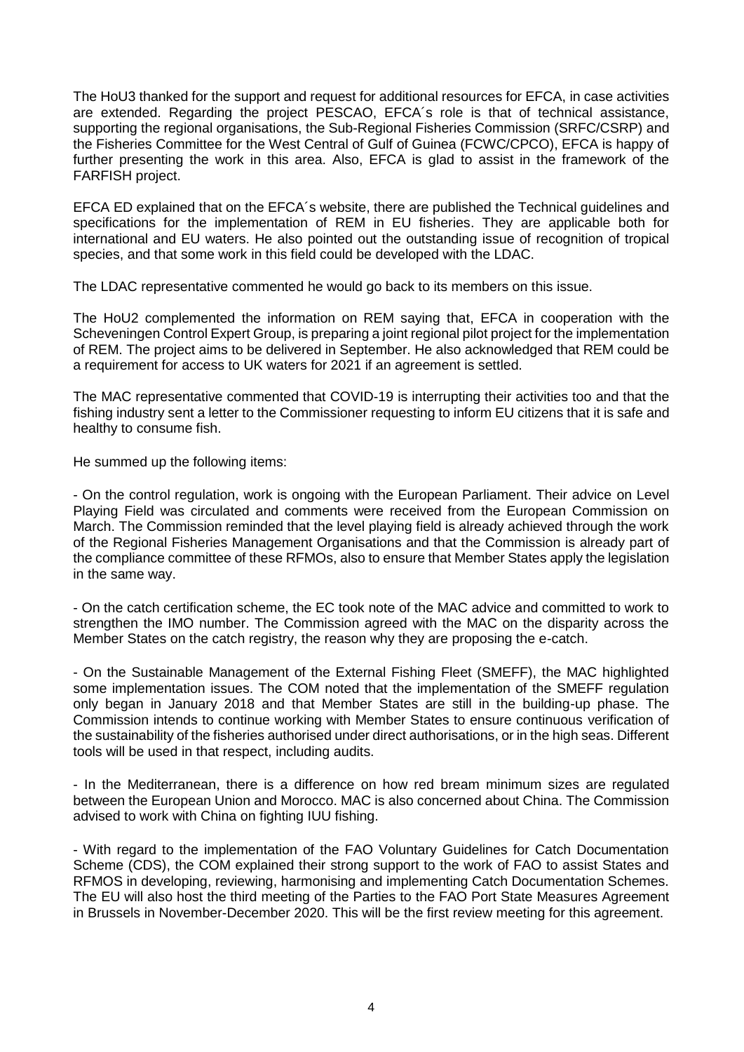The HoU3 thanked for the support and request for additional resources for EFCA, in case activities are extended. Regarding the project PESCAO, EFCA´s role is that of technical assistance, supporting the regional organisations, the Sub-Regional Fisheries Commission (SRFC/CSRP) and the Fisheries Committee for the West Central of Gulf of Guinea (FCWC/CPCO), EFCA is happy of further presenting the work in this area. Also, EFCA is glad to assist in the framework of the FARFISH project.

EFCA ED explained that on the EFCA´s website, there are published the Technical guidelines and specifications for the implementation of REM in EU fisheries. They are applicable both for international and EU waters. He also pointed out the outstanding issue of recognition of tropical species, and that some work in this field could be developed with the LDAC.

The LDAC representative commented he would go back to its members on this issue.

The HoU2 complemented the information on REM saying that, EFCA in cooperation with the Scheveningen Control Expert Group, is preparing a joint regional pilot project for the implementation of REM. The project aims to be delivered in September. He also acknowledged that REM could be a requirement for access to UK waters for 2021 if an agreement is settled.

The MAC representative commented that COVID-19 is interrupting their activities too and that the fishing industry sent a letter to the Commissioner requesting to inform EU citizens that it is safe and healthy to consume fish.

He summed up the following items:

- On the control regulation, work is ongoing with the European Parliament. Their advice on Level Playing Field was circulated and comments were received from the European Commission on March. The Commission reminded that the level playing field is already achieved through the work of the Regional Fisheries Management Organisations and that the Commission is already part of the compliance committee of these RFMOs, also to ensure that Member States apply the legislation in the same way.

- On the catch certification scheme, the EC took note of the MAC advice and committed to work to strengthen the IMO number. The Commission agreed with the MAC on the disparity across the Member States on the catch registry, the reason why they are proposing the e-catch.

- On the Sustainable Management of the External Fishing Fleet (SMEFF), the MAC highlighted some implementation issues. The COM noted that the implementation of the SMEFF regulation only began in January 2018 and that Member States are still in the building-up phase. The Commission intends to continue working with Member States to ensure continuous verification of the sustainability of the fisheries authorised under direct authorisations, or in the high seas. Different tools will be used in that respect, including audits.

- In the Mediterranean, there is a difference on how red bream minimum sizes are regulated between the European Union and Morocco. MAC is also concerned about China. The Commission advised to work with China on fighting IUU fishing.

- With regard to the implementation of the FAO Voluntary Guidelines for Catch Documentation Scheme (CDS), the COM explained their strong support to the work of FAO to assist States and RFMOS in developing, reviewing, harmonising and implementing Catch Documentation Schemes. The EU will also host the third meeting of the Parties to the FAO Port State Measures Agreement in Brussels in November-December 2020. This will be the first review meeting for this agreement.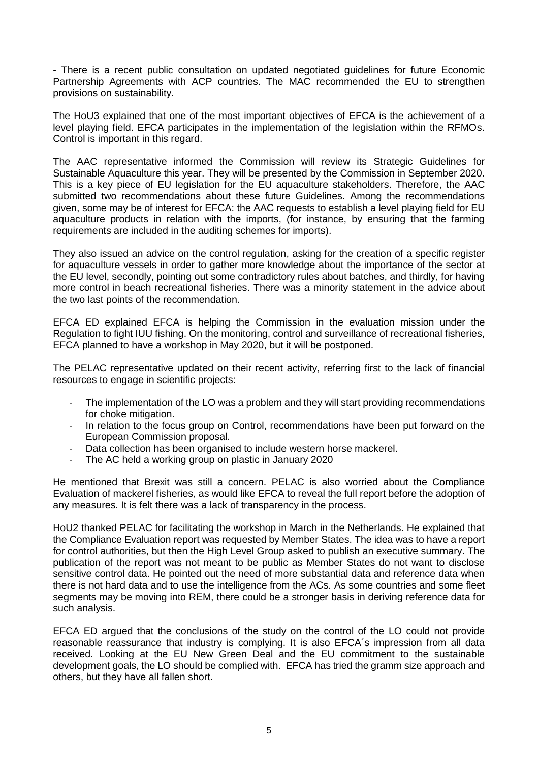- There is a recent public consultation on updated negotiated guidelines for future Economic Partnership Agreements with ACP countries. The MAC recommended the EU to strengthen provisions on sustainability.

The HoU3 explained that one of the most important objectives of EFCA is the achievement of a level playing field. EFCA participates in the implementation of the legislation within the RFMOs. Control is important in this regard.

The AAC representative informed the Commission will review its Strategic Guidelines for Sustainable Aquaculture this year. They will be presented by the Commission in September 2020. This is a key piece of EU legislation for the EU aquaculture stakeholders. Therefore, the AAC submitted two recommendations about these future Guidelines. Among the recommendations given, some may be of interest for EFCA: the AAC requests to establish a level playing field for EU aquaculture products in relation with the imports, (for instance, by ensuring that the farming requirements are included in the auditing schemes for imports).

They also issued an advice on the control regulation, asking for the creation of a specific register for aquaculture vessels in order to gather more knowledge about the importance of the sector at the EU level, secondly, pointing out some contradictory rules about batches, and thirdly, for having more control in beach recreational fisheries. There was a minority statement in the advice about the two last points of the recommendation.

EFCA ED explained EFCA is helping the Commission in the evaluation mission under the Regulation to fight IUU fishing. On the monitoring, control and surveillance of recreational fisheries, EFCA planned to have a workshop in May 2020, but it will be postponed.

The PELAC representative updated on their recent activity, referring first to the lack of financial resources to engage in scientific projects:

- The implementation of the LO was a problem and they will start providing recommendations for choke mitigation.
- In relation to the focus group on Control, recommendations have been put forward on the European Commission proposal.
- Data collection has been organised to include western horse mackerel.
- The AC held a working group on plastic in January 2020

He mentioned that Brexit was still a concern. PELAC is also worried about the Compliance Evaluation of mackerel fisheries, as would like EFCA to reveal the full report before the adoption of any measures. It is felt there was a lack of transparency in the process.

HoU2 thanked PELAC for facilitating the workshop in March in the Netherlands. He explained that the Compliance Evaluation report was requested by Member States. The idea was to have a report for control authorities, but then the High Level Group asked to publish an executive summary. The publication of the report was not meant to be public as Member States do not want to disclose sensitive control data. He pointed out the need of more substantial data and reference data when there is not hard data and to use the intelligence from the ACs. As some countries and some fleet segments may be moving into REM, there could be a stronger basis in deriving reference data for such analysis.

EFCA ED argued that the conclusions of the study on the control of the LO could not provide reasonable reassurance that industry is complying. It is also EFCA´s impression from all data received. Looking at the EU New Green Deal and the EU commitment to the sustainable development goals, the LO should be complied with. EFCA has tried the gramm size approach and others, but they have all fallen short.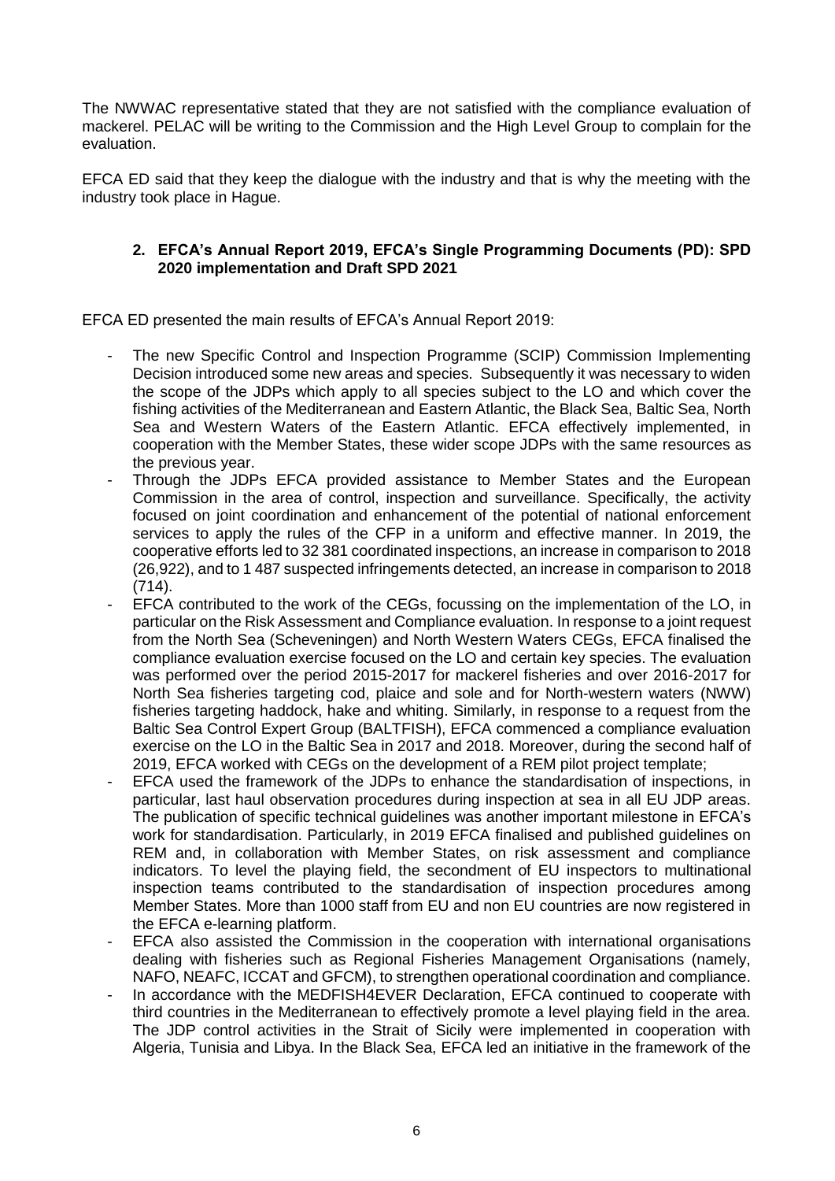The NWWAC representative stated that they are not satisfied with the compliance evaluation of mackerel. PELAC will be writing to the Commission and the High Level Group to complain for the evaluation.

EFCA ED said that they keep the dialogue with the industry and that is why the meeting with the industry took place in Hague.

## 2. EFCA's Annual Report 2019, EFCA's Single Programming Documents (PD): SPD 2020 implementation and Draft SPD 2021

EFCA ED presented the main results of EFCA's Annual Report 2019:

- The new Specific Control and Inspection Programme (SCIP) Commission Implementing Decision introduced some new areas and species. Subsequently it was necessary to widen the scope of the JDPs which apply to all species subject to the LO and which cover the fishing activities of the Mediterranean and Eastern Atlantic, the Black Sea, Baltic Sea, North Sea and Western Waters of the Eastern Atlantic. EFCA effectively implemented, in cooperation with the Member States, these wider scope JDPs with the same resources as the previous year.
- Through the JDPs EFCA provided assistance to Member States and the European Commission in the area of control, inspection and surveillance. Specifically, the activity focused on joint coordination and enhancement of the potential of national enforcement services to apply the rules of the CFP in a uniform and effective manner. In 2019, the cooperative efforts led to 32 381 coordinated inspections, an increase in comparison to 2018 (26,922), and to 1 487 suspected infringements detected, an increase in comparison to 2018 (714).
- EFCA contributed to the work of the CEGs, focussing on the implementation of the LO, in particular on the Risk Assessment and Compliance evaluation. In response to a joint request from the North Sea (Scheveningen) and North Western Waters CEGs, EFCA finalised the compliance evaluation exercise focused on the LO and certain key species. The evaluation was performed over the period 2015-2017 for mackerel fisheries and over 2016-2017 for North Sea fisheries targeting cod, plaice and sole and for North-western waters (NWW) fisheries targeting haddock, hake and whiting. Similarly, in response to a request from the Baltic Sea Control Expert Group (BALTFISH), EFCA commenced a compliance evaluation exercise on the LO in the Baltic Sea in 2017 and 2018. Moreover, during the second half of 2019, EFCA worked with CEGs on the development of a REM pilot project template;
- EFCA used the framework of the JDPs to enhance the standardisation of inspections, in particular, last haul observation procedures during inspection at sea in all EU JDP areas. The publication of specific technical guidelines was another important milestone in EFCA's work for standardisation. Particularly, in 2019 EFCA finalised and published guidelines on REM and, in collaboration with Member States, on risk assessment and compliance indicators. To level the playing field, the secondment of EU inspectors to multinational inspection teams contributed to the standardisation of inspection procedures among Member States. More than 1000 staff from EU and non EU countries are now registered in the EFCA e-learning platform.
- EFCA also assisted the Commission in the cooperation with international organisations dealing with fisheries such as Regional Fisheries Management Organisations (namely, NAFO, NEAFC, ICCAT and GFCM), to strengthen operational coordination and compliance.
- In accordance with the MEDFISH4EVER Declaration, EFCA continued to cooperate with third countries in the Mediterranean to effectively promote a level playing field in the area. The JDP control activities in the Strait of Sicily were implemented in cooperation with Algeria, Tunisia and Libya. In the Black Sea, EFCA led an initiative in the framework of the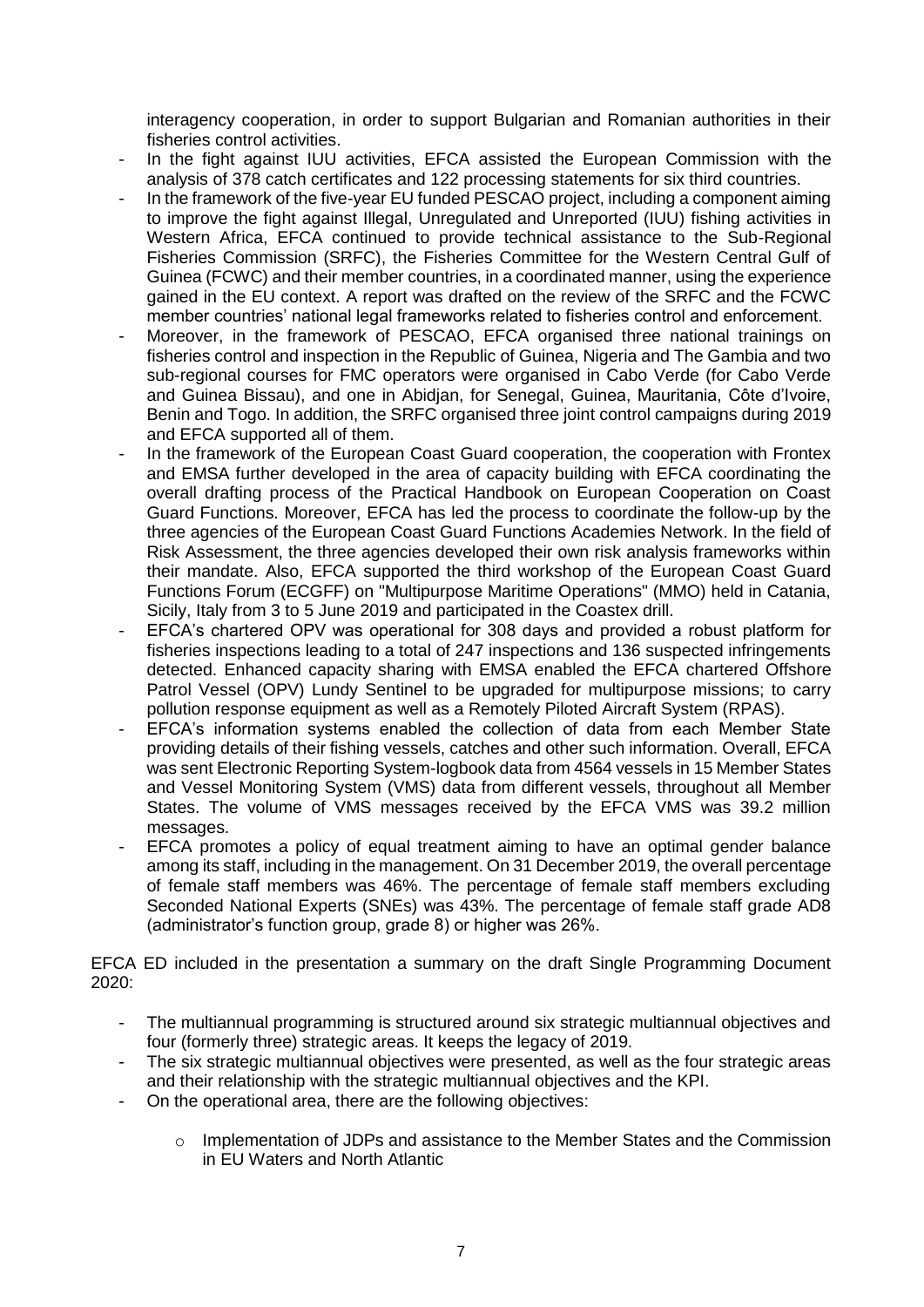interagency cooperation, in order to support Bulgarian and Romanian authorities in their fisheries control activities.

- In the fight against IUU activities, EFCA assisted the European Commission with the analysis of 378 catch certificates and 122 processing statements for six third countries.
- In the framework of the five-year EU funded PESCAO project, including a component aiming to improve the fight against Illegal, Unregulated and Unreported (IUU) fishing activities in Western Africa, EFCA continued to provide technical assistance to the Sub-Regional Fisheries Commission (SRFC), the Fisheries Committee for the Western Central Gulf of Guinea (FCWC) and their member countries, in a coordinated manner, using the experience gained in the EU context. A report was drafted on the review of the SRFC and the FCWC member countries' national legal frameworks related to fisheries control and enforcement.
- Moreover, in the framework of PESCAO, EFCA organised three national trainings on fisheries control and inspection in the Republic of Guinea, Nigeria and The Gambia and two sub-regional courses for FMC operators were organised in Cabo Verde (for Cabo Verde and Guinea Bissau), and one in Abidjan, for Senegal, Guinea, Mauritania, Côte d'Ivoire, Benin and Togo. In addition, the SRFC organised three joint control campaigns during 2019 and EFCA supported all of them.
- In the framework of the European Coast Guard cooperation, the cooperation with Frontex and EMSA further developed in the area of capacity building with EFCA coordinating the overall drafting process of the Practical Handbook on European Cooperation on Coast Guard Functions. Moreover, EFCA has led the process to coordinate the follow-up by the three agencies of the European Coast Guard Functions Academies Network. In the field of Risk Assessment, the three agencies developed their own risk analysis frameworks within their mandate. Also, EFCA supported the third workshop of the European Coast Guard Functions Forum (ECGFF) on "Multipurpose Maritime Operations" (MMO) held in Catania, Sicily, Italy from 3 to 5 June 2019 and participated in the Coastex drill.
- EFCA's chartered OPV was operational for 308 days and provided a robust platform for fisheries inspections leading to a total of 247 inspections and 136 suspected infringements detected. Enhanced capacity sharing with EMSA enabled the EFCA chartered Offshore Patrol Vessel (OPV) Lundy Sentinel to be upgraded for multipurpose missions; to carry pollution response equipment as well as a Remotely Piloted Aircraft System (RPAS).
- EFCA's information systems enabled the collection of data from each Member State providing details of their fishing vessels, catches and other such information. Overall, EFCA was sent Electronic Reporting System-logbook data from 4564 vessels in 15 Member States and Vessel Monitoring System (VMS) data from different vessels, throughout all Member States. The volume of VMS messages received by the EFCA VMS was 39.2 million messages.
- EFCA promotes a policy of equal treatment aiming to have an optimal gender balance among its staff, including in the management. On 31 December 2019, the overall percentage of female staff members was 46%. The percentage of female staff members excluding Seconded National Experts (SNEs) was 43%. The percentage of female staff grade AD8 (administrator's function group, grade 8) or higher was 26%.

EFCA ED included in the presentation a summary on the draft Single Programming Document 2020:

- The multiannual programming is structured around six strategic multiannual objectives and four (formerly three) strategic areas. It keeps the legacy of 2019.
- The six strategic multiannual objectives were presented, as well as the four strategic areas and their relationship with the strategic multiannual objectives and the KPI.
- On the operational area, there are the following objectives:
  - Implementation of JDPs and assistance to the Member States and the Commission in EU Waters and North Atlantic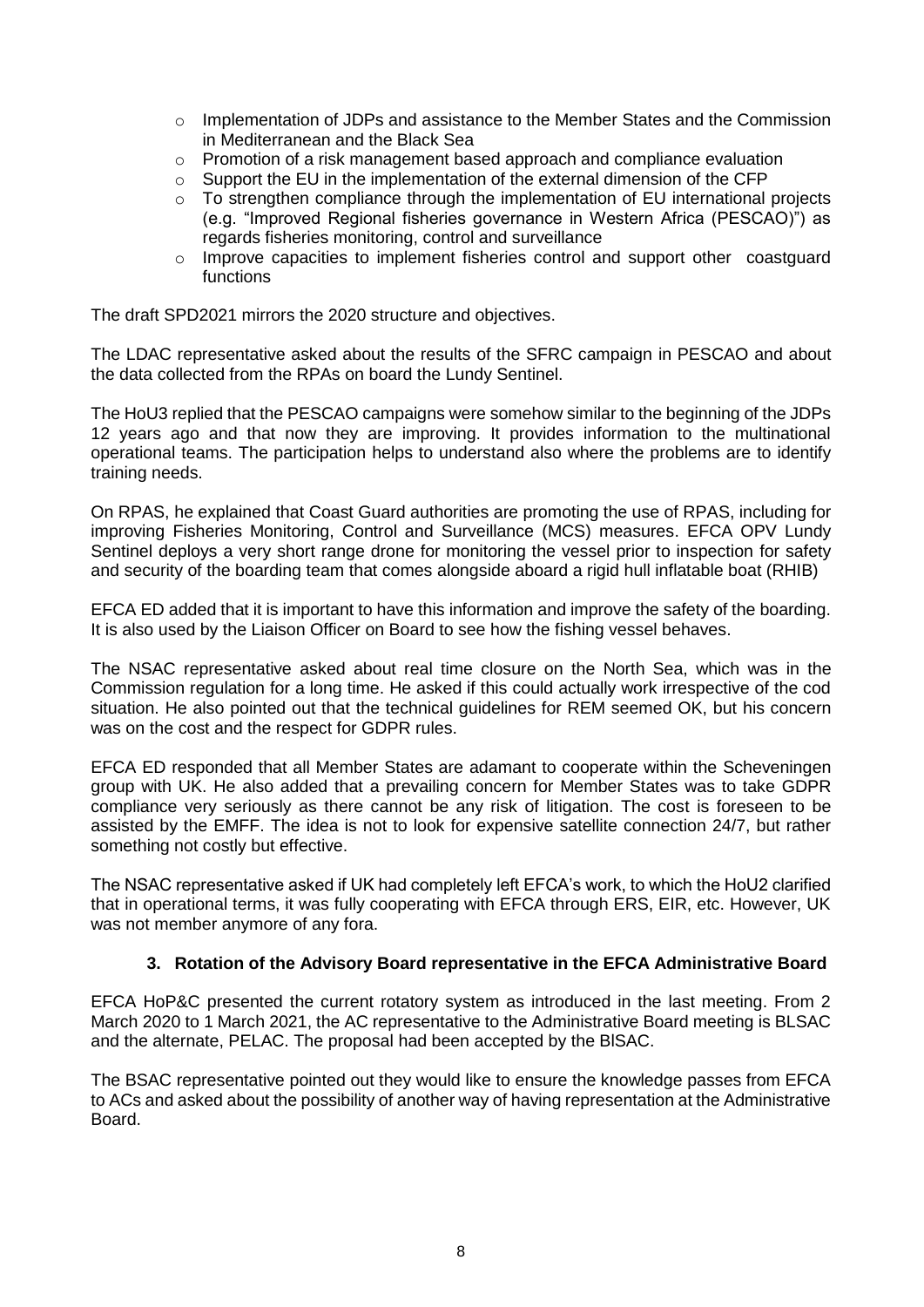- Implementation of JDPs and assistance to the Member States and the Commission in Mediterranean and the Black Sea
- Promotion of a risk management based approach and compliance evaluation
- Support the EU in the implementation of the external dimension of the CFP
- To strengthen compliance through the implementation of EU international projects (e.g. "Improved Regional fisheries governance in Western Africa (PESCAO)") as regards fisheries monitoring, control and surveillance
- Improve capacities to implement fisheries control and support other coastguard functions

The draft SPD2021 mirrors the 2020 structure and objectives.

The LDAC representative asked about the results of the SFRC campaign in PESCAO and about the data collected from the RPAs on board the Lundy Sentinel.

The HoU3 replied that the PESCAO campaigns were somehow similar to the beginning of the JDPs 12 years ago and that now they are improving. It provides information to the multinational operational teams. The participation helps to understand also where the problems are to identify training needs.

On RPAS, he explained that Coast Guard authorities are promoting the use of RPAS, including for improving Fisheries Monitoring, Control and Surveillance (MCS) measures. EFCA OPV Lundy Sentinel deploys a very short range drone for monitoring the vessel prior to inspection for safety and security of the boarding team that comes alongside aboard a rigid hull inflatable boat (RHIB)

EFCA ED added that it is important to have this information and improve the safety of the boarding. It is also used by the Liaison Officer on Board to see how the fishing vessel behaves.

The NSAC representative asked about real time closure on the North Sea, which was in the Commission regulation for a long time. He asked if this could actually work irrespective of the cod situation. He also pointed out that the technical guidelines for REM seemed OK, but his concern was on the cost and the respect for GDPR rules.

EFCA ED responded that all Member States are adamant to cooperate within the Scheveningen group with UK. He also added that a prevailing concern for Member States was to take GDPR compliance very seriously as there cannot be any risk of litigation. The cost is foreseen to be assisted by the EMFF. The idea is not to look for expensive satellite connection 24/7, but rather something not costly but effective.

The NSAC representative asked if UK had completely left EFCA's work, to which the HoU2 clarified that in operational terms, it was fully cooperating with EFCA through ERS, EIR, etc. However, UK was not member anymore of any fora.

## 3. Rotation of the Advisory Board representative in the EFCA Administrative Board

EFCA HoP&C presented the current rotatory system as introduced in the last meeting. From 2 March 2020 to 1 March 2021, the AC representative to the Administrative Board meeting is BLSAC and the alternate, PELAC. The proposal had been accepted by the BlSAC.

The BSAC representative pointed out they would like to ensure the knowledge passes from EFCA to ACs and asked about the possibility of another way of having representation at the Administrative Board.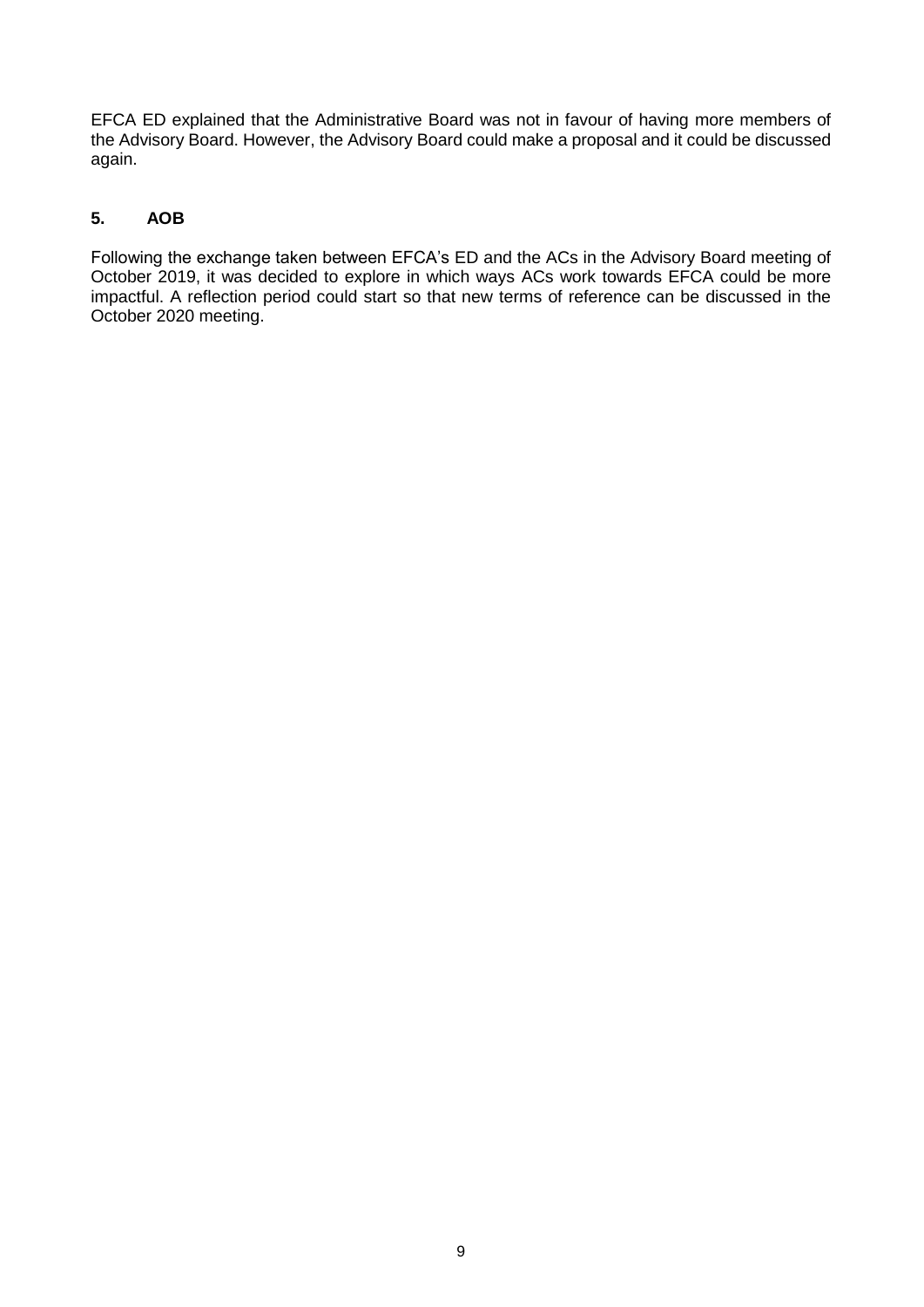EFCA ED explained that the Administrative Board was not in favour of having more members of the Advisory Board. However, the Advisory Board could make a proposal and it could be discussed again.

## 5. AOB

Following the exchange taken between EFCA's ED and the ACs in the Advisory Board meeting of October 2019, it was decided to explore in which ways ACs work towards EFCA could be more impactful. A reflection period could start so that new terms of reference can be discussed in the October 2020 meeting.